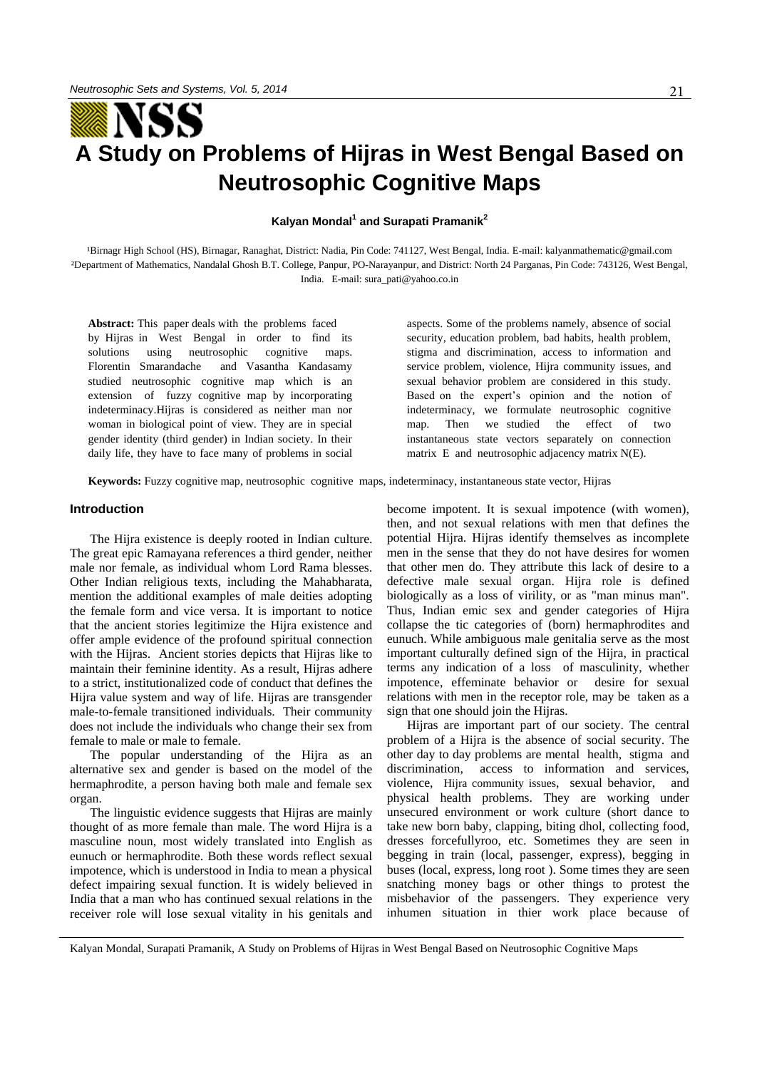# A Study on Problems of Hijras in West Bengal Based on Neutrosophic Cognitive Maps

**Kalyan Mondal[1] and Surapati Pramanik[2]**

[1]Birnagr High School (HS), Birnagar, Ranaghat, District: Nadia, Pin Code: 741127, West Bengal, India. E-mail: kalyanmathematic@gmail.com
[2]Department of Mathematics, Nandalal Ghosh B.T. College, Panpur, PO-Narayanpur, and District: North 24 Parganas, Pin Code: 743126, West Bengal, India. E-mail: sura_pati@yahoo.co.in

**Abstract:** This paper deals with the problems faced by Hijras in West Bengal in order to find its solutions using neutrosophic cognitive maps. Florentin Smarandache and Vasantha Kandasamy studied neutrosophic cognitive map which is an extension of fuzzy cognitive map by incorporating indeterminacy.Hijras is considered as neither man nor woman in biological point of view. They are in special gender identity (third gender) in Indian society. In their daily life, they have to face many of problems in social aspects. Some of the problems namely, absence of social security, education problem, bad habits, health problem, stigma and discrimination, access to information and service problem, violence, Hijra community issues, and sexual behavior problem are considered in this study. Based on the expert's opinion and the notion of indeterminacy, we formulate neutrosophic cognitive map. Then we studied the effect of two instantaneous state vectors separately on connection matrix E and neutrosophic adjacency matrix N(E).

**Keywords:** Fuzzy cognitive map, neutrosophic cognitive maps, indeterminacy, instantaneous state vector, Hijras

## Introduction

The Hijra existence is deeply rooted in Indian culture. The great epic Ramayana references a third gender, neither male nor female, as individual whom Lord Rama blesses. Other Indian religious texts, including the Mahabharata, mention the additional examples of male deities adopting the female form and vice versa. It is important to notice that the ancient stories legitimize the Hijra existence and offer ample evidence of the profound spiritual connection with the Hijras. Ancient stories depicts that Hijras like to maintain their feminine identity. As a result, Hijras adhere to a strict, institutionalized code of conduct that defines the Hijra value system and way of life. Hijras are transgender male-to-female transitioned individuals. Their community does not include the individuals who change their sex from female to male or male to female.

The popular understanding of the Hijra as an alternative sex and gender is based on the model of the hermaphrodite, a person having both male and female sex organ.

The linguistic evidence suggests that Hijras are mainly thought of as more female than male. The word Hijra is a masculine noun, most widely translated into English as eunuch or hermaphrodite. Both these words reflect sexual impotence, which is understood in India to mean a physical defect impairing sexual function. It is widely believed in India that a man who has continued sexual relations in the receiver role will lose sexual vitality in his genitals and become impotent. It is sexual impotence (with women), then, and not sexual relations with men that defines the potential Hijra. Hijras identify themselves as incomplete men in the sense that they do not have desires for women that other men do. They attribute this lack of desire to a defective male sexual organ. Hijra role is defined biologically as a loss of virility, or as "man minus man". Thus, Indian emic sex and gender categories of Hijra collapse the tic categories of (born) hermaphrodites and eunuch. While ambiguous male genitalia serve as the most important culturally defined sign of the Hijra, in practical terms any indication of a loss of masculinity, whether impotence, effeminate behavior or desire for sexual relations with men in the receptor role, may be taken as a sign that one should join the Hijras.

Hijras are important part of our society. The central problem of a Hijra is the absence of social security. The other day to day problems are mental health, stigma and discrimination, access to information and services, violence, Hijra community issues, sexual behavior, and physical health problems. They are working under unsecured environment or work culture (short dance to take new born baby, clapping, biting dhol, collecting food, dresses forcefullyroo, etc. Sometimes they are seen in begging in train (local, passenger, express), begging in buses (local, express, long root ). Some times they are seen snatching money bags or other things to protest the misbehavior of the passengers. They experience very inhumen situation in thier work place because of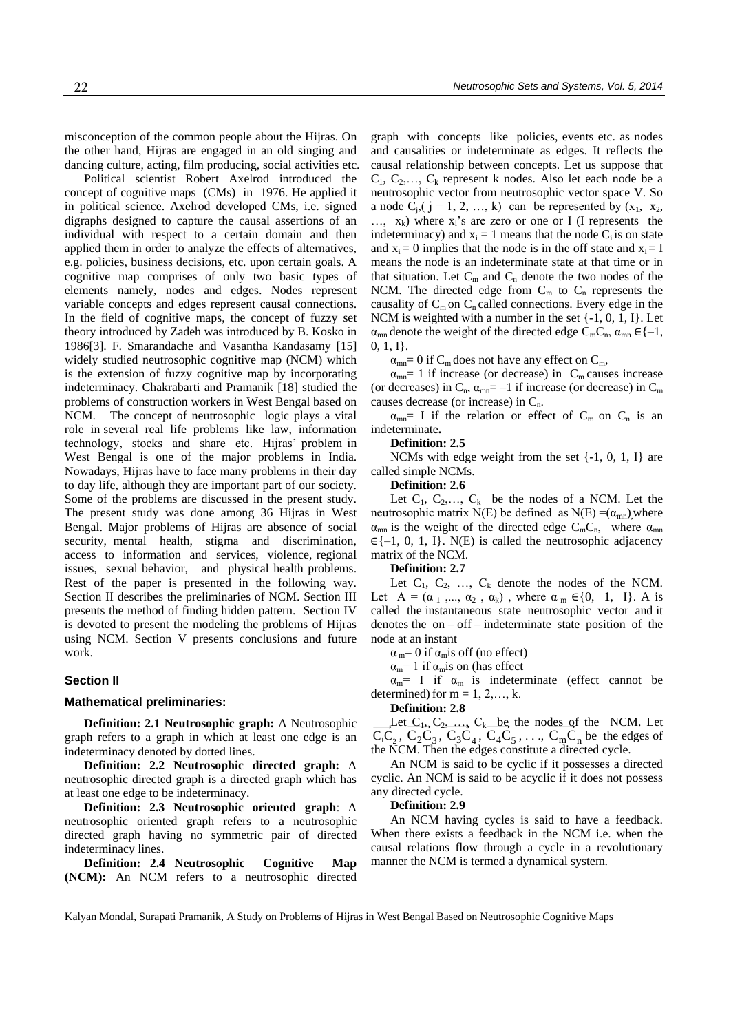misconception of the common people about the Hijras. On the other hand, Hijras are engaged in an old singing and dancing culture, acting, film producing, social activities etc.

Political scientist Robert Axelrod introduced the concept of cognitive maps (CMs) in 1976. He applied it in political science. Axelrod developed CMs, i.e. signed digraphs designed to capture the causal assertions of an individual with respect to a certain domain and then applied them in order to analyze the effects of alternatives, e.g. policies, business decisions, etc. upon certain goals. A cognitive map comprises of only two basic types of elements namely, nodes and edges. Nodes represent variable concepts and edges represent causal connections. In the field of cognitive maps, the concept of fuzzy set theory introduced by Zadeh was introduced by B. Kosko in 1986[3]. F. Smarandache and Vasantha Kandasamy [15] widely studied neutrosophic cognitive map (NCM) which is the extension of fuzzy cognitive map by incorporating indeterminacy. Chakrabarti and Pramanik [18] studied the problems of construction workers in West Bengal based on NCM. The concept of neutrosophic logic plays a vital role in several real life problems like law, information technology, stocks and share etc. Hijras' problem in West Bengal is one of the major problems in India. Nowadays, Hijras have to face many problems in their day to day life, although they are important part of our society. Some of the problems are discussed in the present study. The present study was done among 36 Hijras in West Bengal. Major problems of Hijras are absence of social security, mental health, stigma and discrimination, access to information and services, violence, regional issues, sexual behavior, and physical health problems. Rest of the paper is presented in the following way. Section II describes the preliminaries of NCM. Section III presents the method of finding hidden pattern. Section IV is devoted to present the modeling the problems of Hijras using NCM. Section V presents conclusions and future work.

## Section II

### Mathematical preliminaries:

**Definition: 2.1 Neutrosophic graph:** A Neutrosophic graph refers to a graph in which at least one edge is an indeterminacy denoted by dotted lines.

**Definition: 2.2 Neutrosophic directed graph:** A neutrosophic directed graph is a directed graph which has at least one edge to be indeterminacy.

**Definition: 2.3 Neutrosophic oriented graph**: A neutrosophic oriented graph refers to a neutrosophic directed graph having no symmetric pair of directed indeterminacy lines.

**Definition: 2.4 Neutrosophic Cognitive Map (NCM):** An NCM refers to a neutrosophic directed graph with concepts like policies, events etc. as nodes and causalities or indeterminate as edges. It reflects the causal relationship between concepts. Let us suppose that $C_1, C_2, \ldots, C_k$ represent k nodes. Also let each node be a neutrosophic vector from neutrosophic vector space V. So a node $C_j$, ( $j = 1, 2, \ldots, k$) can be represented by ($x_1$, $x_2$, …, $x_k$) where $x_i$'s are zero or one or I (I represents the indeterminacy) and $x_i = 1$ means that the node $C_i$ is on state and $x_i = 0$ implies that the node is in the off state and $x_i = I$ means the node is an indeterminate state at that time or in that situation. Let $C_m$ and $C_n$ denote the two nodes of the NCM. The directed edge from $C_m$ to $C_n$ represents the causality of $C_m$ on $C_n$ called connections. Every edge in the NCM is weighted with a number in the set {-1, 0, 1, I}. Let $\alpha_{mn}$ denote the weight of the directed edge $C_mC_n$, $\alpha_{mn} \in \{-1, 0, 1, I\}$.

$\alpha_{mn}= 0$ if $C_m$ does not have any effect on $C_m$,

$\alpha_{mn}= 1$ if increase (or decrease) in $C_m$ causes increase (or decreases) in $C_n$, $\alpha_{mn}= -1$ if increase (or decrease) in $C_m$ causes decrease (or increase) in $C_n$.

$\alpha_{mn}= I$ if the relation or effect of $C_m$ on $C_n$ is an indeterminate**.**

**Definition: 2.5**

NCMs with edge weight from the set {-1, 0, 1, I} are called simple NCMs.

**Definition: 2.6**

Let $C_1, C_2, \ldots, C_k$ be the nodes of a NCM. Let the neutrosophic matrix N(E) be defined as $N(E) = (\alpha_{mn})$ where $\alpha_{mn}$ is the weight of the directed edge $C_mC_n$, where $\alpha_{mn} \in \{-1, 0, 1, I\}$. N(E) is called the neutrosophic adjacency matrix of the NCM.

**Definition: 2.7**

Let $C_1, C_2, \ldots, C_k$ denote the nodes of the NCM. Let $A = (\alpha_1, \ldots, \alpha_2, \alpha_k)$, where $\alpha_m \in \{0, 1, I\}$. A is called the instantaneous state neutrosophic vector and it denotes the on – off – indeterminate state position of the node at an instant

$\alpha_m= 0$ if $\alpha_m$is off (no effect)

$\alpha_m= 1$ if $\alpha_m$is on (has effect

$\alpha_m= I$ if $\alpha_m$ is indeterminate (effect cannot be determined) for m = 1, 2,…, k.

**Definition: 2.8**

Let $C_1, C_2, \ldots, C_k$ be the nodes of the NCM. Let $\overline{C_1C_2}, \overline{C_2C_3}, \overline{C_3C_4}, \overline{C_4C_5}, \ldots, \overline{C_mC_n}$ be the edges of the NCM. Then the edges constitute a directed cycle.

An NCM is said to be cyclic if it possesses a directed cyclic. An NCM is said to be acyclic if it does not possess any directed cycle.

**Definition: 2.9**

An NCM having cycles is said to have a feedback. When there exists a feedback in the NCM i.e. when the causal relations flow through a cycle in a revolutionary manner the NCM is termed a dynamical system.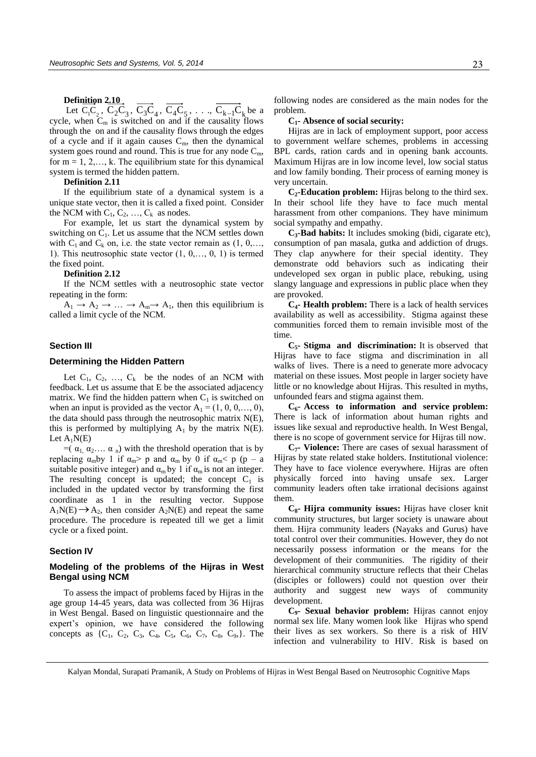**Definition 2.10**

Let $\overrightarrow{C_1C_2}$, $\overrightarrow{C_2C_3}$, $\overrightarrow{C_3C_4}$, $\overrightarrow{C_4C_5}$, . . ., $\overrightarrow{C_{k-1}C_k}$ be a cycle, when $C_m$ is switched on and if the causality flows through the on and if the causality flows through the edges of a cycle and if it again causes $C_m$, then the dynamical system goes round and round. This is true for any node $C_m$, for m = 1, 2,…, k. The equilibrium state for this dynamical system is termed the hidden pattern.

**Definition 2.11**

If the equilibrium state of a dynamical system is a unique state vector, then it is called a fixed point. Consider the NCM with $C_1$, $C_2$, …, $C_k$ as nodes.

For example, let us start the dynamical system by switching on $C_1$. Let us assume that the NCM settles down with $C_1$ and $C_k$ on, i.e. the state vector remain as (1, 0,…, 1). This neutrosophic state vector (1, 0,…, 0, 1) is termed the fixed point.

**Definition 2.12**

If the NCM settles with a neutrosophic state vector repeating in the form:

$A_1 \rightarrow A_2 \rightarrow \ldots \rightarrow A_m \rightarrow A_1$, then this equilibrium is called a limit cycle of the NCM.

## Section III

### Determining the Hidden Pattern

Let $C_1$, $C_2$, …, $C_k$ be the nodes of an NCM with feedback. Let us assume that E be the associated adjacency matrix. We find the hidden pattern when $C_1$ is switched on when an input is provided as the vector $A_1$ = (1, 0, 0,…, 0), the data should pass through the neutrosophic matrix N(E), this is performed by multiplying $A_1$ by the matrix N(E). Let $A_1N(E)$

$=(\alpha_1, \alpha_2 \ldots \alpha_n)$ with the threshold operation that is by replacing $\alpha_m$ by 1 if $\alpha_m > p$ and $\alpha_m$ by 0 if $\alpha_m < p$ (p – a suitable positive integer) and $\alpha_m$ by 1 if $\alpha_m$ is not an integer. The resulting concept is updated; the concept $C_1$ is included in the updated vector by transforming the first coordinate as 1 in the resulting vector. Suppose $A_1N(E) \rightarrow A_2$, then consider $A_2N(E)$ and repeat the same procedure. The procedure is repeated till we get a limit cycle or a fixed point.

## Section IV

### Modeling of the problems of the Hijras in West Bengal using NCM

To assess the impact of problems faced by Hijras in the age group 14-45 years, data was collected from 36 Hijras in West Bengal. Based on linguistic questionnaire and the expert's opinion, we have considered the following concepts as {$C_1$, $C_2$, $C_3$, $C_4$, $C_5$, $C_6$, $C_7$, $C_8$, $C_9$,}. The following nodes are considered as the main nodes for the problem.

**$C_1$- Absence of social security:**

Hijras are in lack of employment support, poor access to government welfare schemes, problems in accessing BPL cards, ration cards and in opening bank accounts. Maximum Hijras are in low income level, low social status and low family bonding. Their process of earning money is very uncertain.

**$C_2$-Education problem:** Hijras belong to the third sex. In their school life they have to face much mental harassment from other companions. They have minimum social sympathy and empathy.

**$C_3$-Bad habits:** It includes smoking (bidi, cigarate etc), consumption of pan masala, gutka and addiction of drugs. They clap anywhere for their special identity. They demonstrate odd behaviors such as indicating their undeveloped sex organ in public place, rebuking, using slangy language and expressions in public place when they are provoked.

**$C_4$- Health problem:** There is a lack of health services availability as well as accessibility. Stigma against these communities forced them to remain invisible most of the time.

**$C_5$- Stigma and discrimination:** It is observed that Hijras have to face stigma and discrimination in all walks of lives. There is a need to generate more advocacy material on these issues. Most people in larger society have little or no knowledge about Hijras. This resulted in myths, unfounded fears and stigma against them.

**$C_6$- Access to information and service problem:** There is lack of information about human rights and issues like sexual and reproductive health. In West Bengal, there is no scope of government service for Hijras till now.

**$C_7$- Violence:** There are cases of sexual harassment of Hijras by state related stake holders. Institutional violence: They have to face violence everywhere. Hijras are often physically forced into having unsafe sex. Larger community leaders often take irrational decisions against them.

**$C_8$- Hijra community issues:** Hijras have closer knit community structures, but larger society is unaware about them. Hijra community leaders (Nayaks and Gurus) have total control over their communities. However, they do not necessarily possess information or the means for the development of their communities. The rigidity of their hierarchical community structure reflects that their Chelas (disciples or followers) could not question over their authority and suggest new ways of community development.

**$C_9$- Sexual behavior problem:** Hijras cannot enjoy normal sex life. Many women look like Hijras who spend their lives as sex workers. So there is a risk of HIV infection and vulnerability to HIV. Risk is based on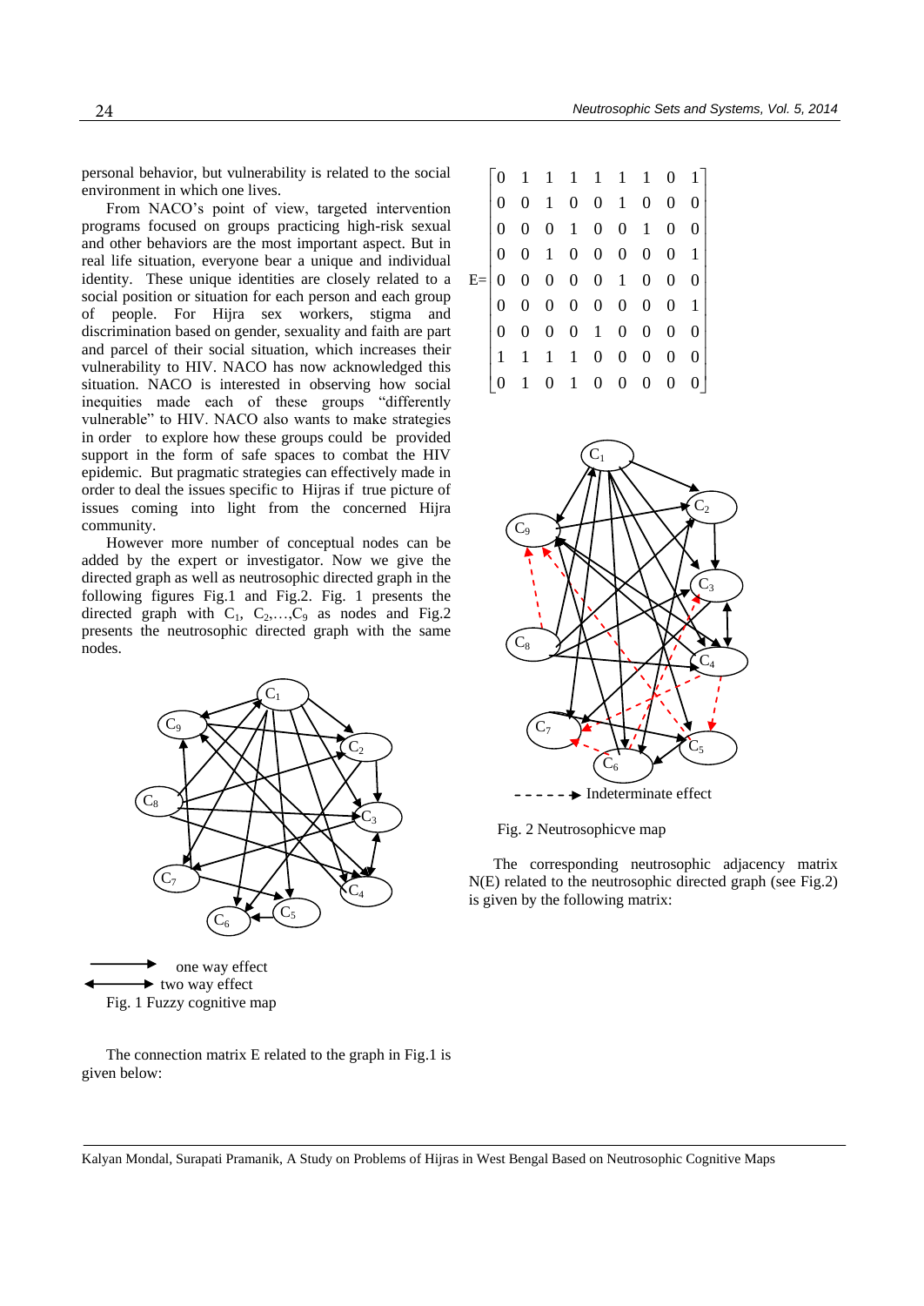personal behavior, but vulnerability is related to the social environment in which one lives.

From NACO's point of view, targeted intervention programs focused on groups practicing high-risk sexual and other behaviors are the most important aspect. But in real life situation, everyone bear a unique and individual identity. These unique identities are closely related to a social position or situation for each person and each group of people. For Hijra sex workers, stigma and discrimination based on gender, sexuality and faith are part and parcel of their social situation, which increases their vulnerability to HIV. NACO has now acknowledged this situation. NACO is interested in observing how social inequities made each of these groups "differently vulnerable" to HIV. NACO also wants to make strategies in order to explore how these groups could be provided support in the form of safe spaces to combat the HIV epidemic. But pragmatic strategies can effectively made in order to deal the issues specific to Hijras if true picture of issues coming into light from the concerned Hijra community.

However more number of conceptual nodes can be added by the expert or investigator. Now we give the directed graph as well as neutrosophic directed graph in the following figures Fig.1 and Fig.2. Fig. 1 presents the directed graph with $C_1$, $C_2$,…,$C_9$ as nodes and Fig.2 presents the neutrosophic directed graph with the same nodes.

one way effect

two way effect

Fig. 1 Fuzzy cognitive map

The connection matrix E related to the graph in Fig.1 is given below:

$$E=\begin{bmatrix} 0 & 1 & 1 & 1 & 1 & 1 & 1 & 0 & 1 \\ 0 & 0 & 1 & 0 & 0 & 1 & 0 & 0 & 0 \\ 0 & 0 & 0 & 1 & 0 & 0 & 1 & 0 & 0 \\ 0 & 0 & 1 & 0 & 0 & 0 & 0 & 0 & 1 \\ 0 & 0 & 0 & 0 & 0 & 1 & 0 & 0 & 0 \\ 0 & 0 & 0 & 0 & 0 & 0 & 0 & 0 & 1 \\ 0 & 0 & 0 & 0 & 1 & 0 & 0 & 0 & 0 \\ 1 & 1 & 1 & 1 & 0 & 0 & 0 & 0 & 0 \\ 0 & 1 & 0 & 1 & 0 & 0 & 0 & 0 & 0 \end{bmatrix}$$

Indeterminate effect

Fig. 2 Neutrosophicve map

The corresponding neutrosophic adjacency matrix N(E) related to the neutrosophic directed graph (see Fig.2) is given by the following matrix: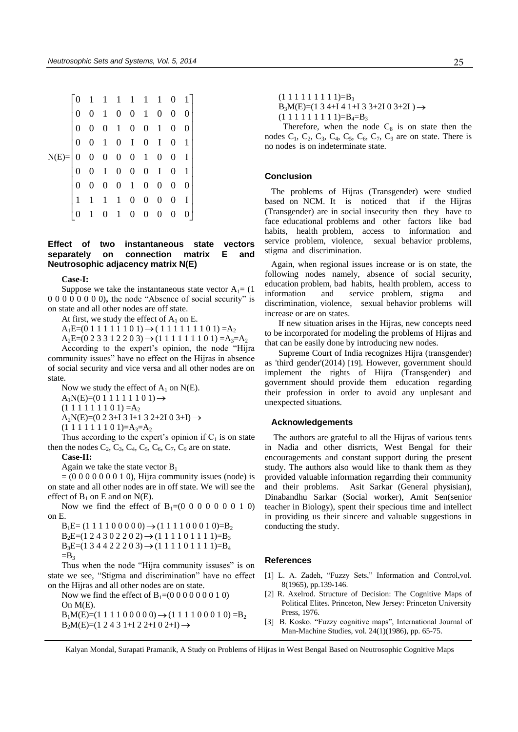$$
N(E)=\begin{bmatrix}
0 & 1 & 1 & 1 & 1 & 1 & 1 & 0 & 1 \\
0 & 0 & 1 & 0 & 0 & 1 & 0 & 0 & 0 \\
0 & 0 & 0 & 1 & 0 & 0 & 1 & 0 & 0 \\
0 & 0 & 1 & 0 & I & 0 & I & 0 & 1 \\
0 & 0 & 0 & 0 & 0 & 1 & 0 & 0 & I \\
0 & 0 & I & 0 & 0 & 0 & I & 0 & 1 \\
0 & 0 & 0 & 0 & 1 & 0 & 0 & 0 & 0 \\
1 & 1 & 1 & 1 & 0 & 0 & 0 & 0 & I \\
0 & 1 & 0 & 1 & 0 & 0 & 0 & 0 & 0
\end{bmatrix}
$$

### Effect of two instantaneous state vectors separately on connection matrix E and Neutrosophic adjacency matrix N(E)

**Case-I:**

Suppose we take the instantaneous state vector $A_1$= (1 0 0 0 0 0 0 0 0), the node "Absence of social security" is on state and all other nodes are off state.

At first, we study the effect of $A_1$ on E.

$A_1E$=(0 1 1 1 1 1 1 0 1) $\rightarrow$ ( 1 1 1 1 1 1 1 0 1) =$A_2$

$A_2E$=(0 2 3 3 1 2 2 0 3) $\rightarrow$ (1 1 1 1 1 1 1 0 1) =$A_3$=$A_2$

According to the expert's opinion, the node "Hijra community issues" have no effect on the Hijras in absence of social security and vice versa and all other nodes are on state.

Now we study the effect of $A_1$ on N(E).

$A_1N(E)$=(0 1 1 1 1 1 1 0 1) $\rightarrow$

(1 1 1 1 1 1 1 0 1) =$A_2$

$A_2N(E)$=(0 2 3+I 3 I+1 3 2+2I 0 3+I) $\rightarrow$

(1 1 1 1 1 1 1 0 1)=$A_3$=$A_2$

Thus according to the expert's opinion if $C_1$ is on state then the nodes $C_2$, $C_3$, $C_4$, $C_5$, $C_6$, $C_7$, $C_9$ are on state.

**Case-II:**

Again we take the state vector $B_1$ = (0 0 0 0 0 0 0 1 0), Hijra community issues (node) is on state and all other nodes are in off state. We will see the effect of $B_1$ on E and on N(E).

Now we find the effect of $B_1$=(0 0 0 0 0 0 0 1 0) on E.

$B_1E$= (1 1 1 1 0 0 0 0 0) $\rightarrow$ (1 1 1 1 0 0 0 1 0)=$B_2$

$B_2E$=(1 2 4 3 0 2 2 0 2) $\rightarrow$ (1 1 1 1 0 1 1 1 1)=$B_3$

$B_3E$=(1 3 4 4 2 2 2 0 3) $\rightarrow$ (1 1 1 1 0 1 1 1 1)=$B_4$ =$B_3$

Thus when the node "Hijra community issuses" is on state we see, "Stigma and discrimination" have no effect on the Hijras and all other nodes are on state.

Now we find the effect of $B_1$=(0 0 0 0 0 0 0 1 0) On M(E).

$B_1M(E)$=(1 1 1 1 0 0 0 0 0) $\rightarrow$ (1 1 1 1 0 0 0 1 0) =$B_2$

$B_2M(E)$=(1 2 4 3 1+I 2 2+I 0 2+I) $\rightarrow$

(1 1 1 1 1 1 1 1 1)=$B_3$

$B_3M(E)$=(1 3 4+I 4 1+I 3 3+2I 0 3+2I ) $\rightarrow$

(1 1 1 1 1 1 1 1 1)=$B_4$=$B_3$

Therefore, when the node $C_8$ is on state then the nodes $C_1$, $C_2$, $C_3$, $C_4$, $C_5$, $C_6$, $C_7$, $C_9$ are on state. There is no nodes is on indeterminate state.

### Conclusion

The problems of Hijras (Transgender) were studied based on NCM. It is noticed that if the Hijras (Transgender) are in social insecurity then they have to face educational problems and other factors like bad habits, health problem, access to information and service problem, violence, sexual behavior problems, stigma and discrimination.

Again, when regional issues increase or is on state, the following nodes namely, absence of social security, education problem, bad habits, health problem, access to information and service problem, stigma and discrimination, violence, sexual behavior problems will increase or are on states.

If new situation arises in the Hijras, new concepts need to be incorporated for modeling the problems of Hijras and that can be easily done by introducing new nodes.

Supreme Court of India recognizes Hijra (transgender) as 'third gender'(2014) [19]. However, government should implement the rights of Hijra (Transgender) and government should provide them education regarding their profession in order to avoid any unplesant and unexpected situations.

### Acknowledgements

The authors are grateful to all the Hijras of various tents in Nadia and other disrricts, West Bengal for their encouragements and constant support during the present study. The authors also would like to thank them as they provided valuable information regarrding their community and their problems. Asit Sarkar (General physisian), Dinabandhu Sarkar (Social worker), Amit Sen(senior teacher in Biology), spent their specious time and intellect in providing us their sincere and valuable suggestions in conducting the study.

### References

[1] L. A. Zadeh, "Fuzzy Sets," Information and Control,vol. 8(1965), pp.139-146.

[2] R. Axelrod. Structure of Decision: The Cognitive Maps of Political Elites. Princeton, New Jersey: Princeton University Press, 1976.

[3] B. Kosko. "Fuzzy cognitive maps", International Journal of Man-Machine Studies, vol. 24(1)(1986), pp. 65-75.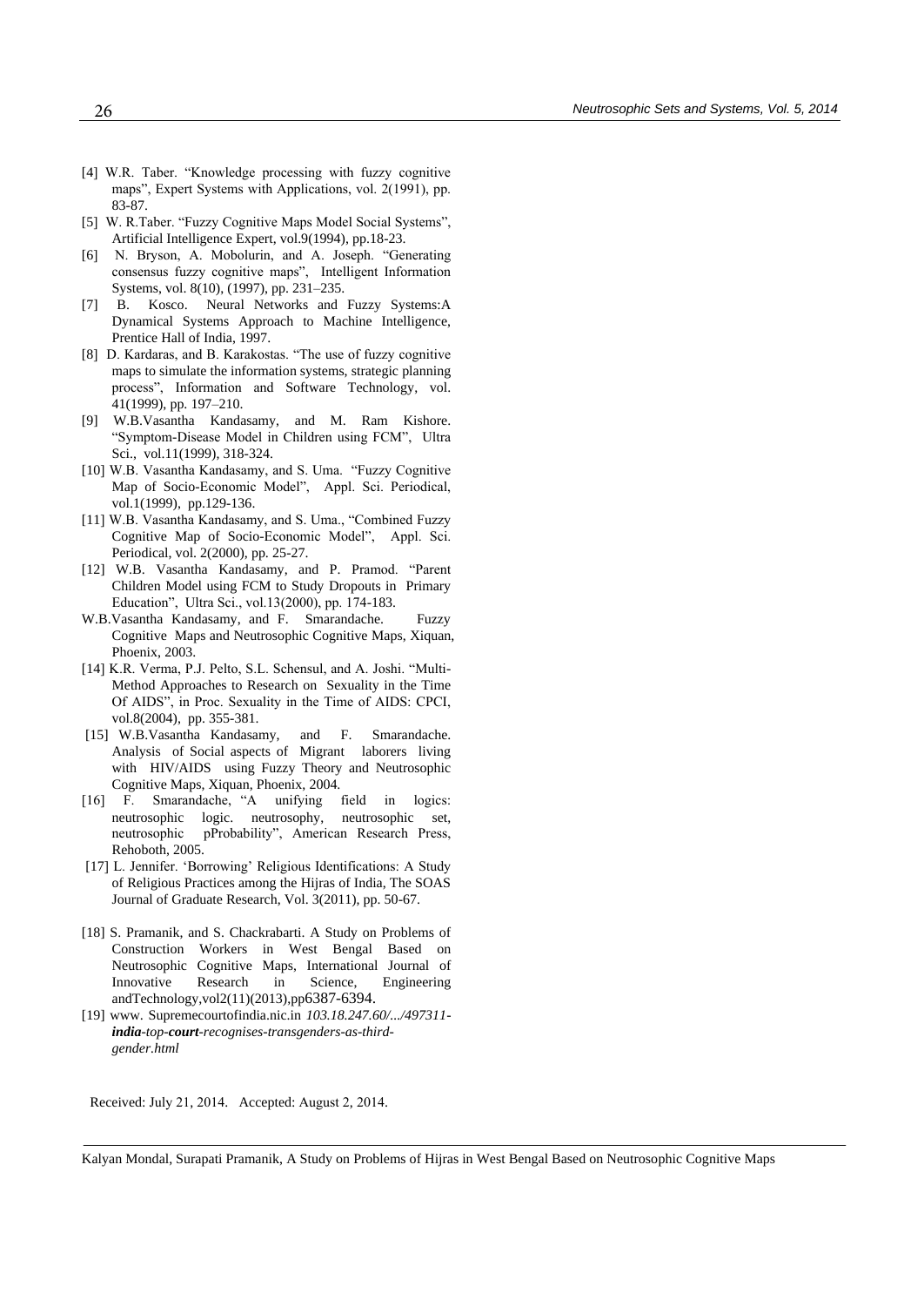[4] W.R. Taber. “Knowledge processing with fuzzy cognitive maps”, Expert Systems with Applications, vol. 2(1991), pp. 83-87.

[5] W. R.Taber. “Fuzzy Cognitive Maps Model Social Systems”, Artificial Intelligence Expert, vol.9(1994), pp.18-23.

[6] N. Bryson, A. Mobolurin, and A. Joseph. “Generating consensus fuzzy cognitive maps”, Intelligent Information Systems, vol. 8(10), (1997), pp. 231–235.

[7] B. Kosco. Neural Networks and Fuzzy Systems:A Dynamical Systems Approach to Machine Intelligence, Prentice Hall of India, 1997.

[8] D. Kardaras, and B. Karakostas. “The use of fuzzy cognitive maps to simulate the information systems, strategic planning process”, Information and Software Technology, vol. 41(1999), pp. 197–210.

[9] W.B.Vasantha Kandasamy, and M. Ram Kishore. “Symptom-Disease Model in Children using FCM”, Ultra Sci., vol.11(1999), 318-324.

[10] W.B. Vasantha Kandasamy, and S. Uma. “Fuzzy Cognitive Map of Socio-Economic Model”, Appl. Sci. Periodical, vol.1(1999), pp.129-136.

[11] W.B. Vasantha Kandasamy, and S. Uma., “Combined Fuzzy Cognitive Map of Socio-Economic Model”, Appl. Sci. Periodical, vol. 2(2000), pp. 25-27.

[12] W.B. Vasantha Kandasamy, and P. Pramod. “Parent Children Model using FCM to Study Dropouts in Primary Education”, Ultra Sci., vol.13(2000), pp. 174-183.

W.B.Vasantha Kandasamy, and F. Smarandache. Fuzzy Cognitive Maps and Neutrosophic Cognitive Maps, Xiquan, Phoenix, 2003.

[14] K.R. Verma, P.J. Pelto, S.L. Schensul, and A. Joshi. “Multi-Method Approaches to Research on Sexuality in the Time Of AIDS”, in Proc. Sexuality in the Time of AIDS: CPCI, vol.8(2004), pp. 355-381.

[15] W.B.Vasantha Kandasamy, and F. Smarandache. Analysis of Social aspects of Migrant laborers living with HIV/AIDS using Fuzzy Theory and Neutrosophic Cognitive Maps, Xiquan, Phoenix, 2004.

[16] F. Smarandache, “A unifying field in logics: neutrosophic logic. neutrosophy, neutrosophic set, neutrosophic pProbability”, American Research Press, Rehoboth, 2005.

[17] L. Jennifer. ‘Borrowing’ Religious Identifications: A Study of Religious Practices among the Hijras of India, The SOAS Journal of Graduate Research, Vol. 3(2011), pp. 50-67.

[18] S. Pramanik, and S. Chackrabarti. A Study on Problems of Construction Workers in West Bengal Based on Neutrosophic Cognitive Maps, International Journal of Innovative Research in Science, Engineering andTechnology,vol2(11)(2013),pp6387-6394.

[19] www. Supremecourtofindia.nic.in *103.18.247.60/.../497311-**india**-top-**court**-recognises-transgenders-as-third-gender.html*

Received: July 21, 2014. Accepted: August 2, 2014.